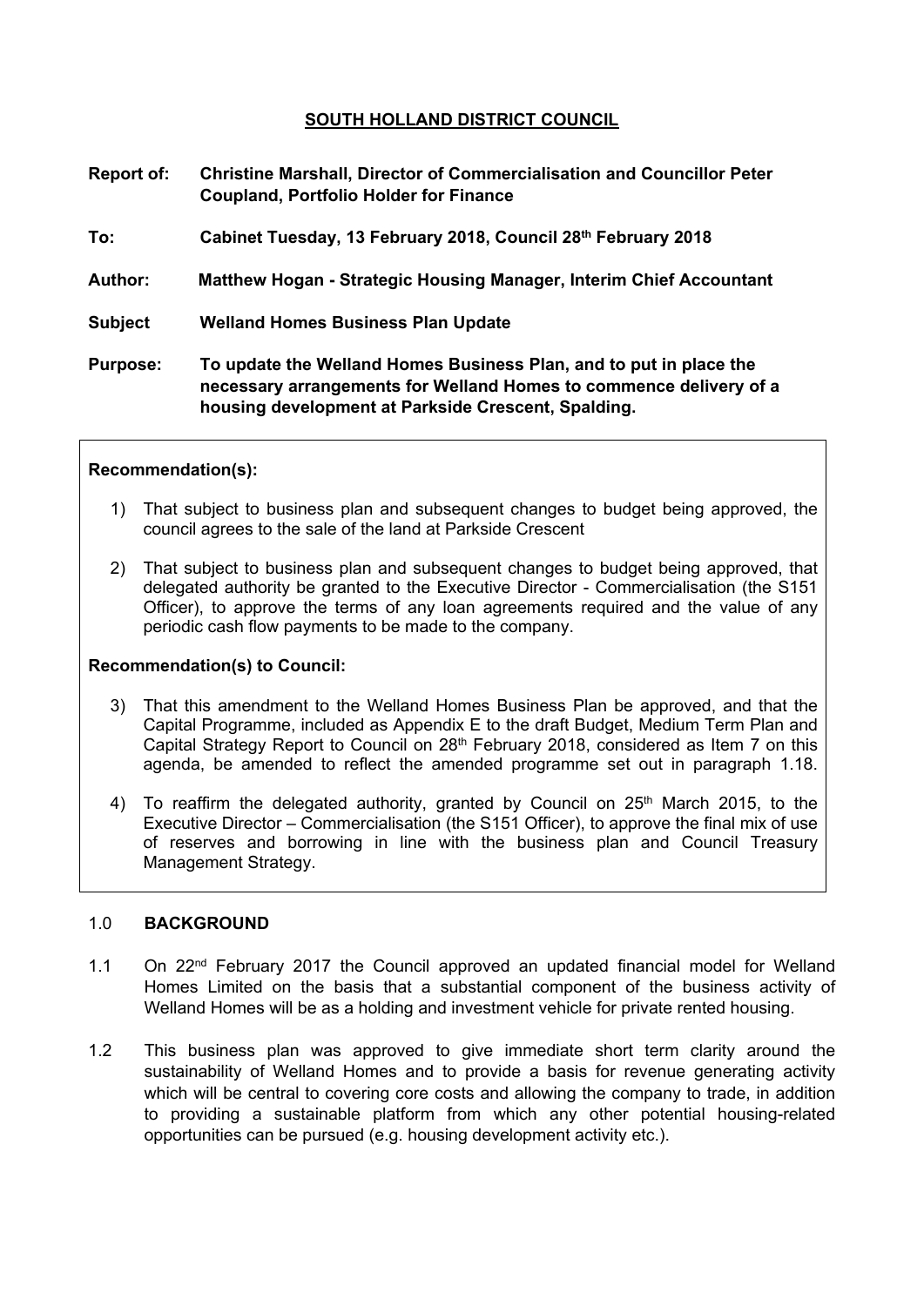# SOUTH HOLLAND DISTRICT COUNCIL

**Report of:** **Christine Marshall, Director of Commercialisation and Councillor Peter Coupland, Portfolio Holder for Finance**

**To:** **Cabinet Tuesday, 13 February 2018, Council 28th February 2018**

**Author:** **Matthew Hogan - Strategic Housing Manager, Interim Chief Accountant**

**Subject** **Welland Homes Business Plan Update**

**Purpose:** **To update the Welland Homes Business Plan, and to put in place the necessary arrangements for Welland Homes to commence delivery of a housing development at Parkside Crescent, Spalding.**

**Recommendation(s):**

1) That subject to business plan and subsequent changes to budget being approved, the council agrees to the sale of the land at Parkside Crescent

2) That subject to business plan and subsequent changes to budget being approved, that delegated authority be granted to the Executive Director - Commercialisation (the S151 Officer), to approve the terms of any loan agreements required and the value of any periodic cash flow payments to be made to the company.

**Recommendation(s) to Council:**

3) That this amendment to the Welland Homes Business Plan be approved, and that the Capital Programme, included as Appendix E to the draft Budget, Medium Term Plan and Capital Strategy Report to Council on 28th February 2018, considered as Item 7 on this agenda, be amended to reflect the amended programme set out in paragraph 1.18.

4) To reaffirm the delegated authority, granted by Council on 25th March 2015, to the Executive Director – Commercialisation (the S151 Officer), to approve the final mix of use of reserves and borrowing in line with the business plan and Council Treasury Management Strategy.

## 1.0 BACKGROUND

1.1 On 22nd February 2017 the Council approved an updated financial model for Welland Homes Limited on the basis that a substantial component of the business activity of Welland Homes will be as a holding and investment vehicle for private rented housing.

1.2 This business plan was approved to give immediate short term clarity around the sustainability of Welland Homes and to provide a basis for revenue generating activity which will be central to covering core costs and allowing the company to trade, in addition to providing a sustainable platform from which any other potential housing-related opportunities can be pursued (e.g. housing development activity etc.).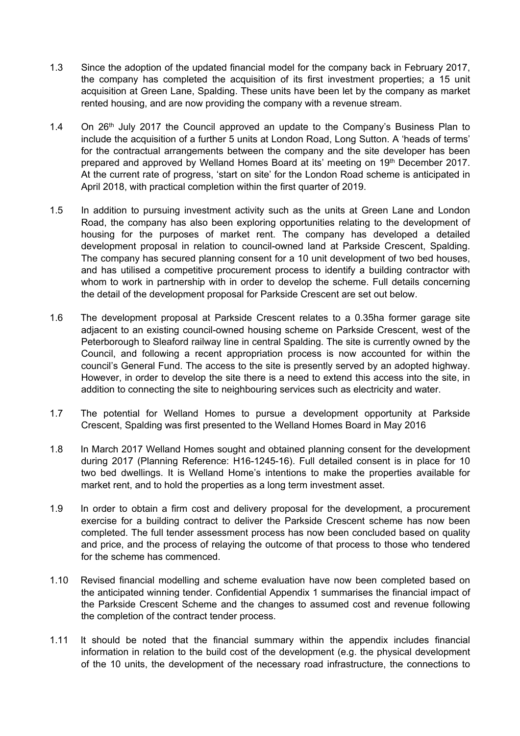1.3 Since the adoption of the updated financial model for the company back in February 2017, the company has completed the acquisition of its first investment properties; a 15 unit acquisition at Green Lane, Spalding. These units have been let by the company as market rented housing, and are now providing the company with a revenue stream.

1.4 On 26th July 2017 the Council approved an update to the Company's Business Plan to include the acquisition of a further 5 units at London Road, Long Sutton. A 'heads of terms' for the contractual arrangements between the company and the site developer has been prepared and approved by Welland Homes Board at its' meeting on 19th December 2017. At the current rate of progress, 'start on site' for the London Road scheme is anticipated in April 2018, with practical completion within the first quarter of 2019.

1.5 In addition to pursuing investment activity such as the units at Green Lane and London Road, the company has also been exploring opportunities relating to the development of housing for the purposes of market rent. The company has developed a detailed development proposal in relation to council-owned land at Parkside Crescent, Spalding. The company has secured planning consent for a 10 unit development of two bed houses, and has utilised a competitive procurement process to identify a building contractor with whom to work in partnership with in order to develop the scheme. Full details concerning the detail of the development proposal for Parkside Crescent are set out below.

1.6 The development proposal at Parkside Crescent relates to a 0.35ha former garage site adjacent to an existing council-owned housing scheme on Parkside Crescent, west of the Peterborough to Sleaford railway line in central Spalding. The site is currently owned by the Council, and following a recent appropriation process is now accounted for within the council's General Fund. The access to the site is presently served by an adopted highway. However, in order to develop the site there is a need to extend this access into the site, in addition to connecting the site to neighbouring services such as electricity and water.

1.7 The potential for Welland Homes to pursue a development opportunity at Parkside Crescent, Spalding was first presented to the Welland Homes Board in May 2016

1.8 In March 2017 Welland Homes sought and obtained planning consent for the development during 2017 (Planning Reference: H16-1245-16). Full detailed consent is in place for 10 two bed dwellings. It is Welland Home's intentions to make the properties available for market rent, and to hold the properties as a long term investment asset.

1.9 In order to obtain a firm cost and delivery proposal for the development, a procurement exercise for a building contract to deliver the Parkside Crescent scheme has now been completed. The full tender assessment process has now been concluded based on quality and price, and the process of relaying the outcome of that process to those who tendered for the scheme has commenced.

1.10 Revised financial modelling and scheme evaluation have now been completed based on the anticipated winning tender. Confidential Appendix 1 summarises the financial impact of the Parkside Crescent Scheme and the changes to assumed cost and revenue following the completion of the contract tender process.

1.11 It should be noted that the financial summary within the appendix includes financial information in relation to the build cost of the development (e.g. the physical development of the 10 units, the development of the necessary road infrastructure, the connections to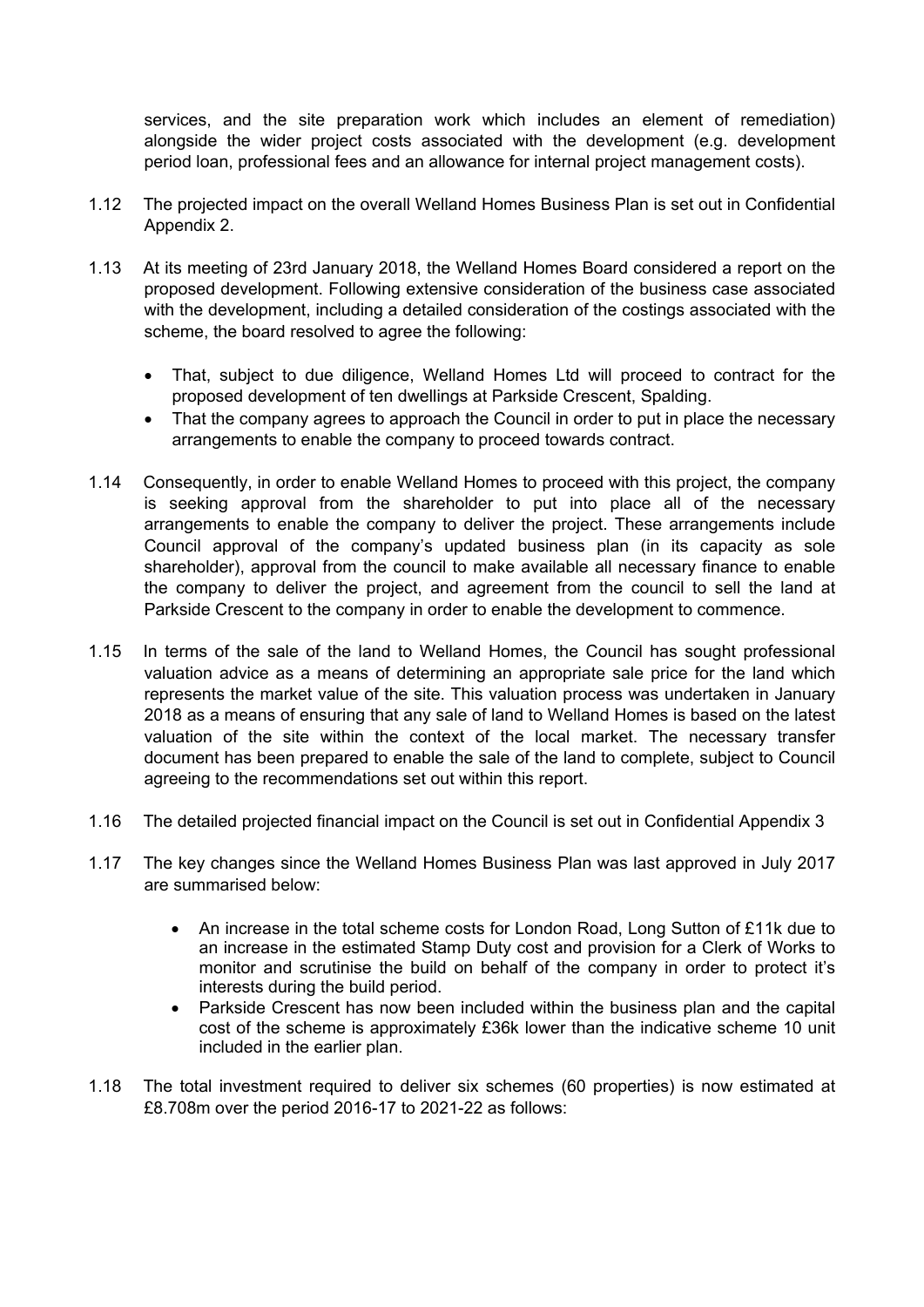services, and the site preparation work which includes an element of remediation) alongside the wider project costs associated with the development (e.g. development period loan, professional fees and an allowance for internal project management costs).

1.12 The projected impact on the overall Welland Homes Business Plan is set out in Confidential Appendix 2.

1.13 At its meeting of 23rd January 2018, the Welland Homes Board considered a report on the proposed development. Following extensive consideration of the business case associated with the development, including a detailed consideration of the costings associated with the scheme, the board resolved to agree the following:

- That, subject to due diligence, Welland Homes Ltd will proceed to contract for the proposed development of ten dwellings at Parkside Crescent, Spalding.
- That the company agrees to approach the Council in order to put in place the necessary arrangements to enable the company to proceed towards contract.

1.14 Consequently, in order to enable Welland Homes to proceed with this project, the company is seeking approval from the shareholder to put into place all of the necessary arrangements to enable the company to deliver the project. These arrangements include Council approval of the company's updated business plan (in its capacity as sole shareholder), approval from the council to make available all necessary finance to enable the company to deliver the project, and agreement from the council to sell the land at Parkside Crescent to the company in order to enable the development to commence.

1.15 In terms of the sale of the land to Welland Homes, the Council has sought professional valuation advice as a means of determining an appropriate sale price for the land which represents the market value of the site. This valuation process was undertaken in January 2018 as a means of ensuring that any sale of land to Welland Homes is based on the latest valuation of the site within the context of the local market. The necessary transfer document has been prepared to enable the sale of the land to complete, subject to Council agreeing to the recommendations set out within this report.

1.16 The detailed projected financial impact on the Council is set out in Confidential Appendix 3

1.17 The key changes since the Welland Homes Business Plan was last approved in July 2017 are summarised below:

- An increase in the total scheme costs for London Road, Long Sutton of £11k due to an increase in the estimated Stamp Duty cost and provision for a Clerk of Works to monitor and scrutinise the build on behalf of the company in order to protect it's interests during the build period.
- Parkside Crescent has now been included within the business plan and the capital cost of the scheme is approximately £36k lower than the indicative scheme 10 unit included in the earlier plan.

1.18 The total investment required to deliver six schemes (60 properties) is now estimated at £8.708m over the period 2016-17 to 2021-22 as follows: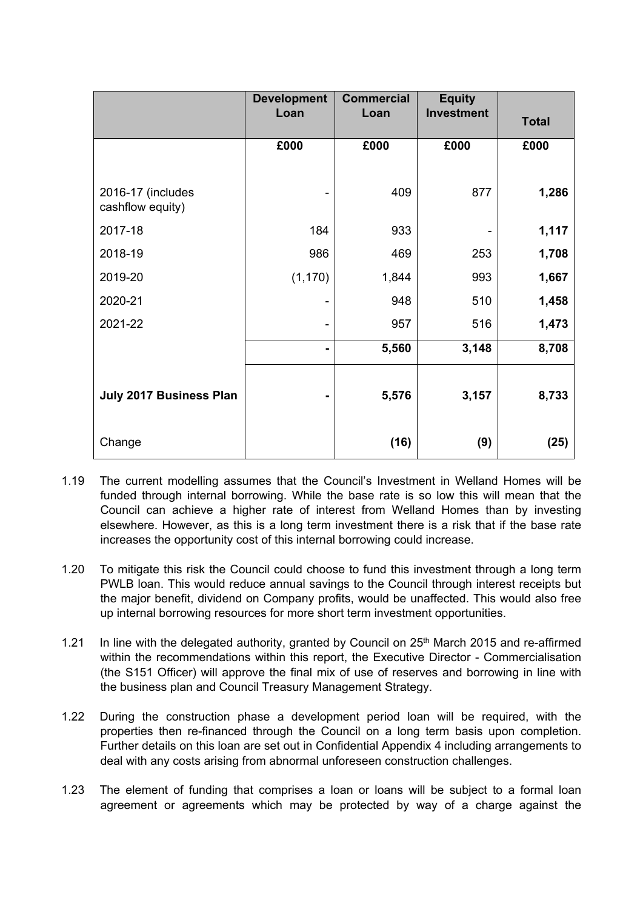| | Development Loan | Commercial Loan | Equity Investment | Total |
|---|---|---|---|---|
| | £000 | £000 | £000 | £000 |
| 2016-17 (includes cashflow equity) | - | 409 | 877 | **1,286** |
| 2017-18 | 184 | 933 | - | **1,117** |
| 2018-19 | 986 | 469 | 253 | **1,708** |
| 2019-20 | (1,170) | 1,844 | 993 | **1,667** |
| 2020-21 | - | 948 | 510 | **1,458** |
| 2021-22 | - | 957 | 516 | **1,473** |
| | **-** | **5,560** | **3,148** | **8,708** |
| **July 2017 Business Plan** | **-** | **5,576** | **3,157** | **8,733** |
| Change | | **(16)** | **(9)** | **(25)** |

1.19 The current modelling assumes that the Council's Investment in Welland Homes will be funded through internal borrowing. While the base rate is so low this will mean that the Council can achieve a higher rate of interest from Welland Homes than by investing elsewhere. However, as this is a long term investment there is a risk that if the base rate increases the opportunity cost of this internal borrowing could increase.

1.20 To mitigate this risk the Council could choose to fund this investment through a long term PWLB loan. This would reduce annual savings to the Council through interest receipts but the major benefit, dividend on Company profits, would be unaffected. This would also free up internal borrowing resources for more short term investment opportunities.

1.21 In line with the delegated authority, granted by Council on 25th March 2015 and re-affirmed within the recommendations within this report, the Executive Director - Commercialisation (the S151 Officer) will approve the final mix of use of reserves and borrowing in line with the business plan and Council Treasury Management Strategy.

1.22 During the construction phase a development period loan will be required, with the properties then re-financed through the Council on a long term basis upon completion. Further details on this loan are set out in Confidential Appendix 4 including arrangements to deal with any costs arising from abnormal unforeseen construction challenges.

1.23 The element of funding that comprises a loan or loans will be subject to a formal loan agreement or agreements which may be protected by way of a charge against the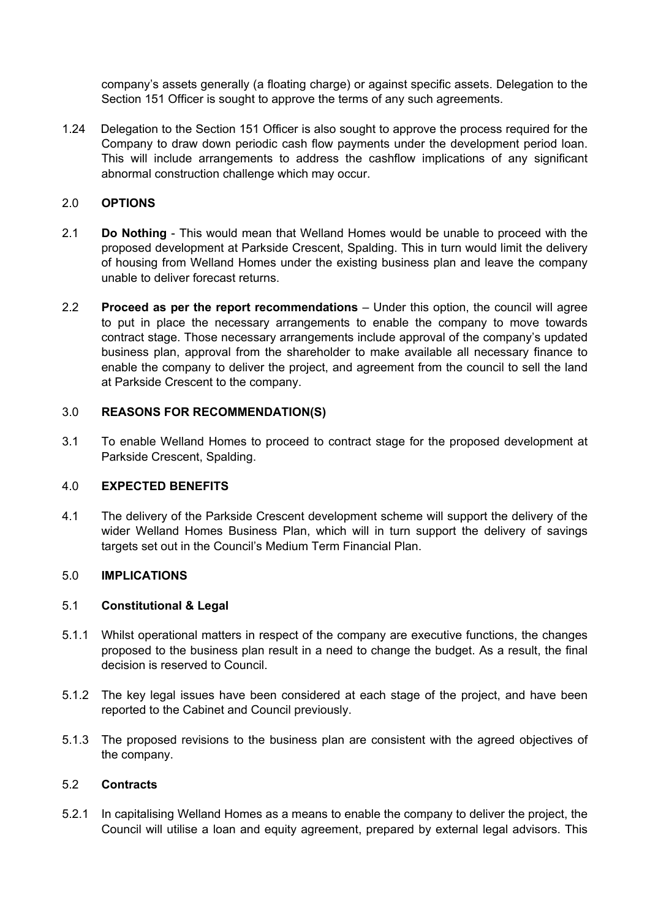company's assets generally (a floating charge) or against specific assets. Delegation to the Section 151 Officer is sought to approve the terms of any such agreements.

1.24 Delegation to the Section 151 Officer is also sought to approve the process required for the Company to draw down periodic cash flow payments under the development period loan. This will include arrangements to address the cashflow implications of any significant abnormal construction challenge which may occur.

## 2.0 OPTIONS

2.1 **Do Nothing** - This would mean that Welland Homes would be unable to proceed with the proposed development at Parkside Crescent, Spalding. This in turn would limit the delivery of housing from Welland Homes under the existing business plan and leave the company unable to deliver forecast returns.

2.2 **Proceed as per the report recommendations** – Under this option, the council will agree to put in place the necessary arrangements to enable the company to move towards contract stage. Those necessary arrangements include approval of the company's updated business plan, approval from the shareholder to make available all necessary finance to enable the company to deliver the project, and agreement from the council to sell the land at Parkside Crescent to the company.

## 3.0 REASONS FOR RECOMMENDATION(S)

3.1 To enable Welland Homes to proceed to contract stage for the proposed development at Parkside Crescent, Spalding.

## 4.0 EXPECTED BENEFITS

4.1 The delivery of the Parkside Crescent development scheme will support the delivery of the wider Welland Homes Business Plan, which will in turn support the delivery of savings targets set out in the Council's Medium Term Financial Plan.

## 5.0 IMPLICATIONS

### 5.1 Constitutional & Legal

5.1.1 Whilst operational matters in respect of the company are executive functions, the changes proposed to the business plan result in a need to change the budget. As a result, the final decision is reserved to Council.

5.1.2 The key legal issues have been considered at each stage of the project, and have been reported to the Cabinet and Council previously.

5.1.3 The proposed revisions to the business plan are consistent with the agreed objectives of the company.

### 5.2 Contracts

5.2.1 In capitalising Welland Homes as a means to enable the company to deliver the project, the Council will utilise a loan and equity agreement, prepared by external legal advisors. This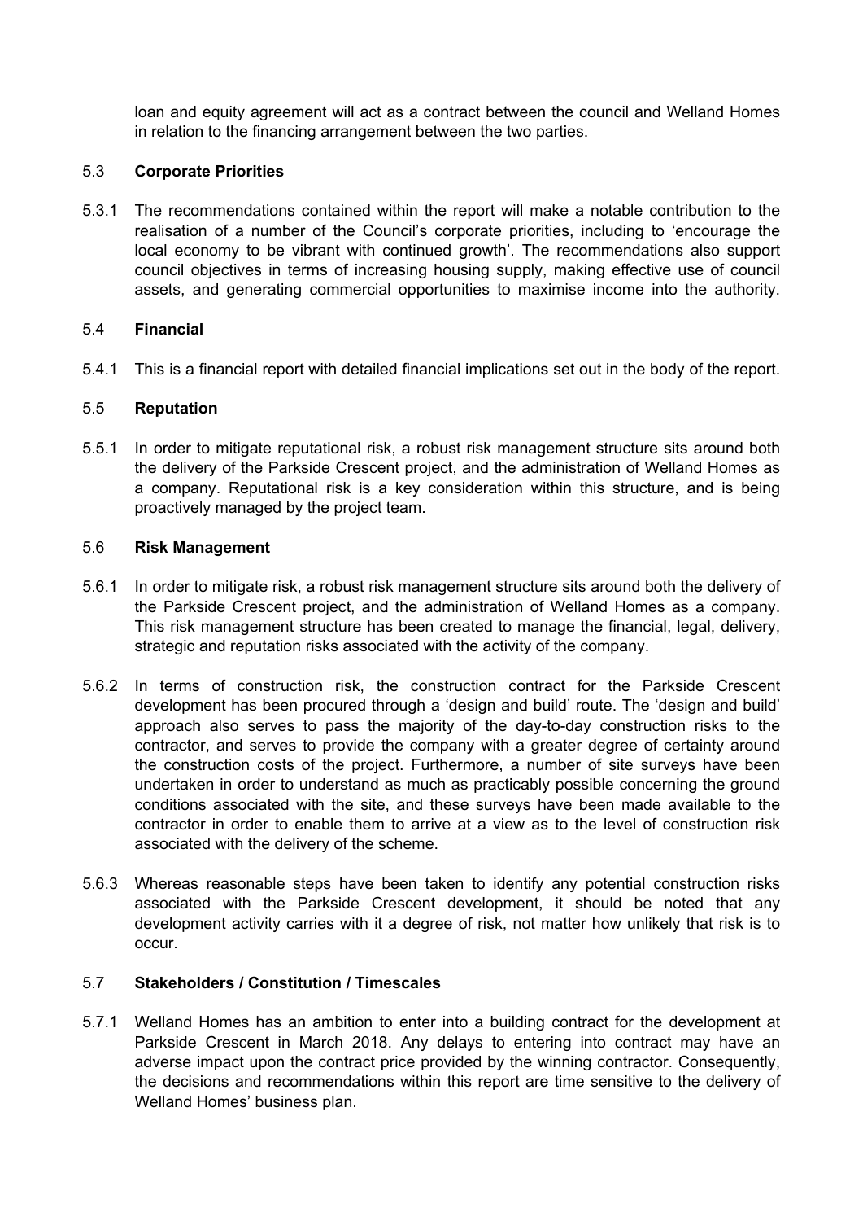loan and equity agreement will act as a contract between the council and Welland Homes in relation to the financing arrangement between the two parties.

### 5.3 Corporate Priorities

5.3.1 The recommendations contained within the report will make a notable contribution to the realisation of a number of the Council's corporate priorities, including to 'encourage the local economy to be vibrant with continued growth'. The recommendations also support council objectives in terms of increasing housing supply, making effective use of council assets, and generating commercial opportunities to maximise income into the authority.

### 5.4 Financial

5.4.1 This is a financial report with detailed financial implications set out in the body of the report.

### 5.5 Reputation

5.5.1 In order to mitigate reputational risk, a robust risk management structure sits around both the delivery of the Parkside Crescent project, and the administration of Welland Homes as a company. Reputational risk is a key consideration within this structure, and is being proactively managed by the project team.

### 5.6 Risk Management

5.6.1 In order to mitigate risk, a robust risk management structure sits around both the delivery of the Parkside Crescent project, and the administration of Welland Homes as a company. This risk management structure has been created to manage the financial, legal, delivery, strategic and reputation risks associated with the activity of the company.

5.6.2 In terms of construction risk, the construction contract for the Parkside Crescent development has been procured through a 'design and build' route. The 'design and build' approach also serves to pass the majority of the day-to-day construction risks to the contractor, and serves to provide the company with a greater degree of certainty around the construction costs of the project. Furthermore, a number of site surveys have been undertaken in order to understand as much as practicably possible concerning the ground conditions associated with the site, and these surveys have been made available to the contractor in order to enable them to arrive at a view as to the level of construction risk associated with the delivery of the scheme.

5.6.3 Whereas reasonable steps have been taken to identify any potential construction risks associated with the Parkside Crescent development, it should be noted that any development activity carries with it a degree of risk, not matter how unlikely that risk is to occur.

### 5.7 Stakeholders / Constitution / Timescales

5.7.1 Welland Homes has an ambition to enter into a building contract for the development at Parkside Crescent in March 2018. Any delays to entering into contract may have an adverse impact upon the contract price provided by the winning contractor. Consequently, the decisions and recommendations within this report are time sensitive to the delivery of Welland Homes' business plan.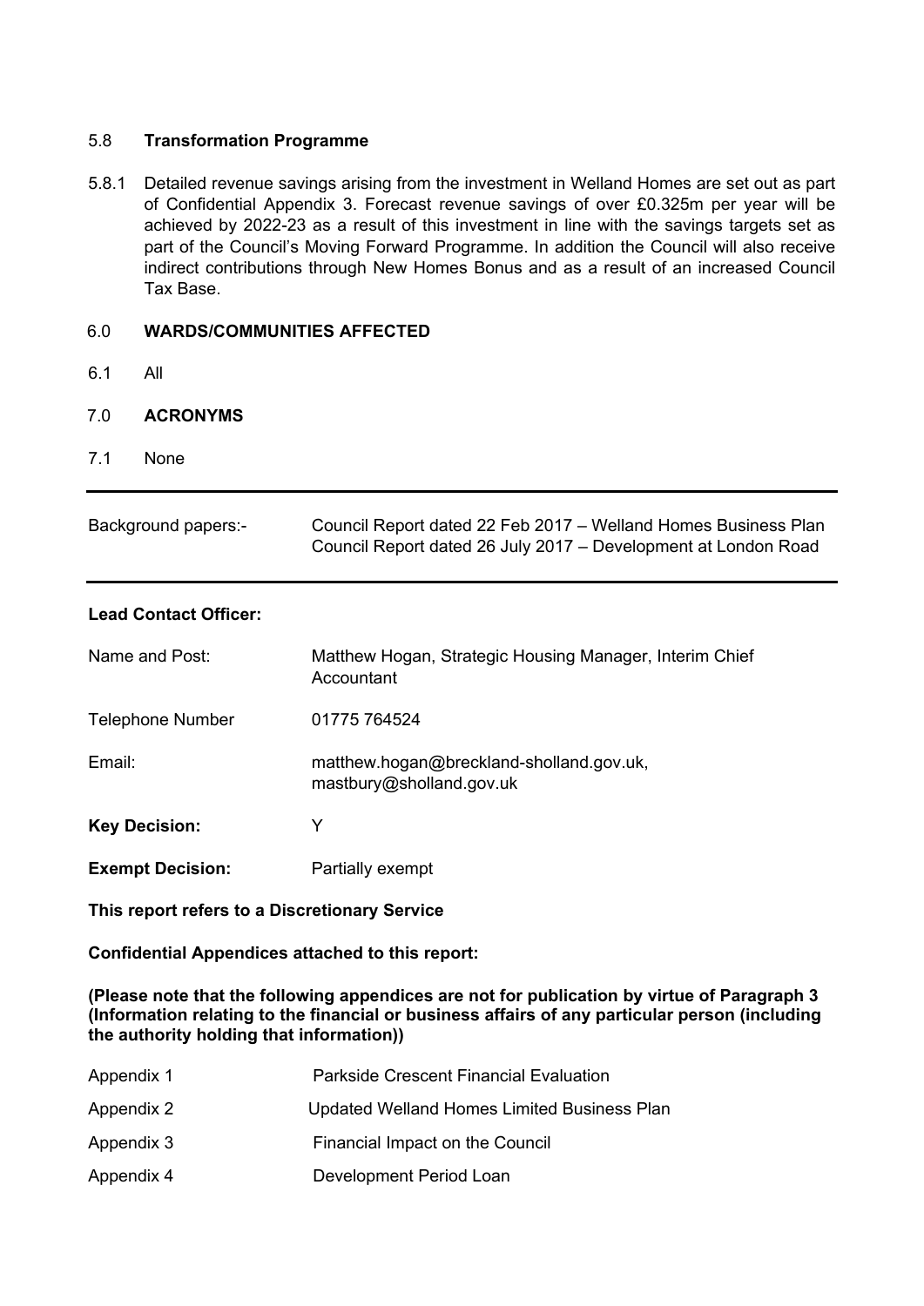## 5.8 Transformation Programme

5.8.1 Detailed revenue savings arising from the investment in Welland Homes are set out as part of Confidential Appendix 3. Forecast revenue savings of over £0.325m per year will be achieved by 2022-23 as a result of this investment in line with the savings targets set as part of the Council's Moving Forward Programme. In addition the Council will also receive indirect contributions through New Homes Bonus and as a result of an increased Council Tax Base.

## 6.0 WARDS/COMMUNITIES AFFECTED

6.1 All

## 7.0 ACRONYMS

7.1 None

| | |
|---|---|
| Background papers:- | Council Report dated 22 Feb 2017 – Welland Homes Business Plan<br>Council Report dated 26 July 2017 – Development at London Road |

**Lead Contact Officer:**

| | |
|---|---|
| Name and Post: | Matthew Hogan, Strategic Housing Manager, Interim Chief Accountant |
| Telephone Number | 01775 764524 |
| Email: | matthew.hogan@breckland-sholland.gov.uk, mastbury@sholland.gov.uk |
| **Key Decision:** | Y |
| **Exempt Decision:** | Partially exempt |

**This report refers to a Discretionary Service**

**Confidential Appendices attached to this report:**

**(Please note that the following appendices are not for publication by virtue of Paragraph 3 (Information relating to the financial or business affairs of any particular person (including the authority holding that information))**

| | |
|---|---|
| Appendix 1 | Parkside Crescent Financial Evaluation |
| Appendix 2 | Updated Welland Homes Limited Business Plan |
| Appendix 3 | Financial Impact on the Council |
| Appendix 4 | Development Period Loan |